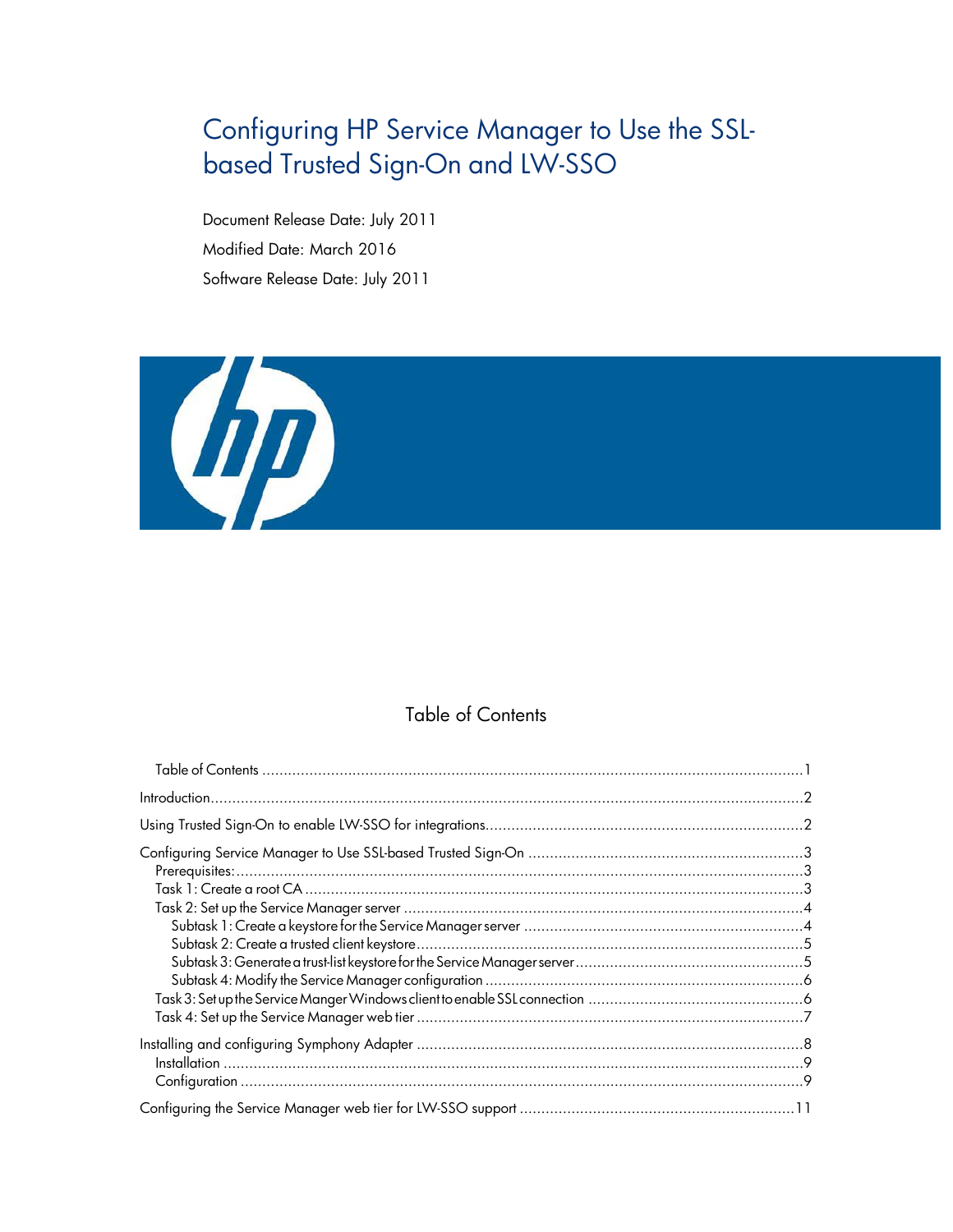# Configuring HP Service Manager to Use the SSL-based Trusted Sign-On and LW-SSO

Document Release Date: July 2011

Modified Date: March 2016

Software Release Date: July 2011

## Table of Contents

- Table of Contents ....................................................................................................... 1
- Introduction ............................................................................................................... 2
- Using Trusted Sign-On to enable LW-SSO for integrations ............................................... 2
- Configuring Service Manager to Use SSL-based Trusted Sign-On ..................................... 3
  - Prerequisites: ......................................................................................................... 3
  - Task 1: Create a root CA ......................................................................................... 3
  - Task 2: Set up the Service Manager server ................................................................ 4
    - Subtask 1: Create a keystore for the Service Manager server ................................... 4
    - Subtask 2: Create a trusted client keystore ............................................................ 5
    - Subtask 3: Generate a trust-list keystore for the Service Manager server .................... 5
    - Subtask 4: Modify the Service Manager configuration ............................................. 6
  - Task 3: Set up the Service Manger Windows client to enable SSL connection ................. 6
  - Task 4: Set up the Service Manager web tier ............................................................. 7
- Installing and configuring Symphony Adapter ................................................................ 8
  - Installation ............................................................................................................ 9
  - Configuration ......................................................................................................... 9
- Configuring the Service Manager web tier for LW-SSO support ....................................... 11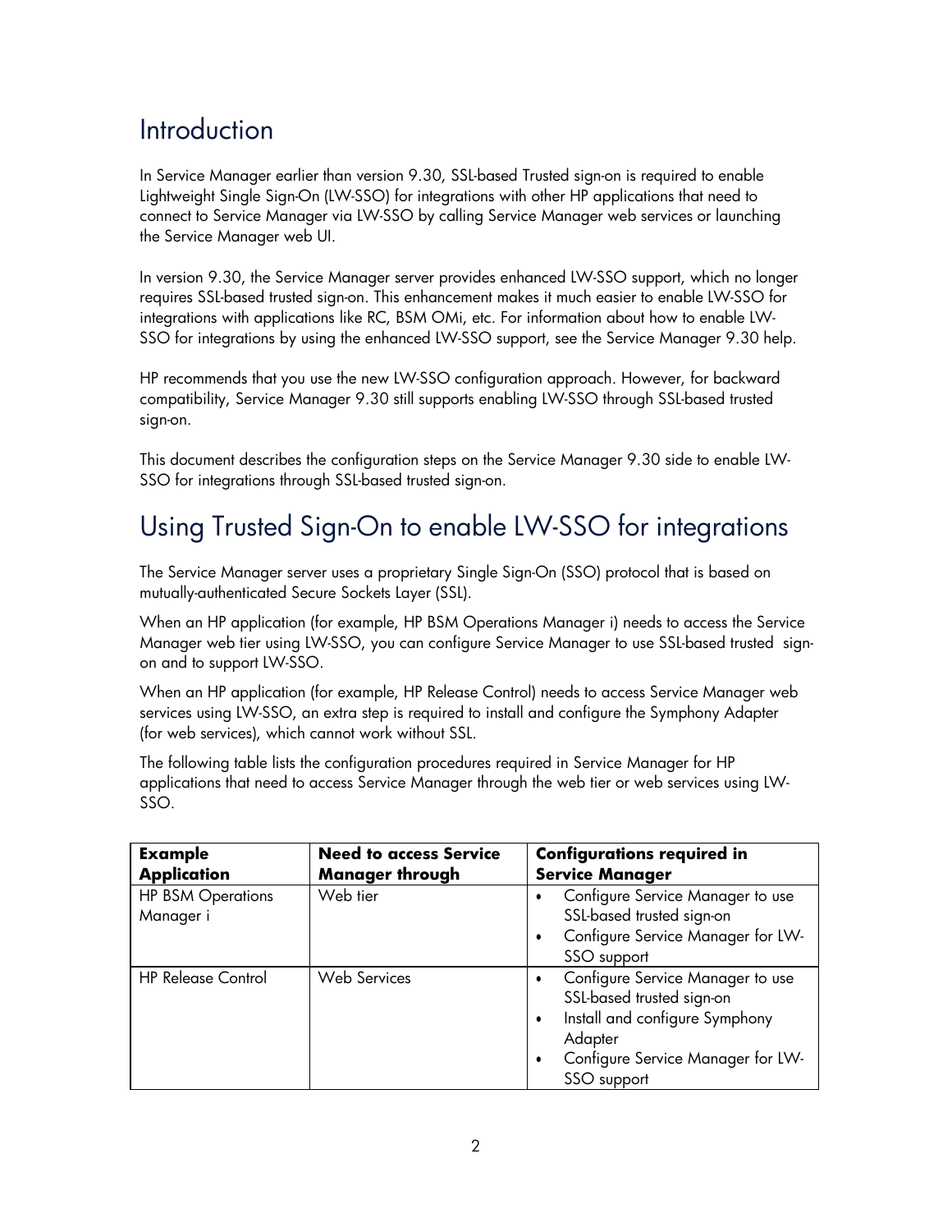# Introduction

In Service Manager earlier than version 9.30, SSL-based Trusted sign-on is required to enable Lightweight Single Sign-On (LW-SSO) for integrations with other HP applications that need to connect to Service Manager via LW-SSO by calling Service Manager web services or launching the Service Manager web UI.

In version 9.30, the Service Manager server provides enhanced LW-SSO support, which no longer requires SSL-based trusted sign-on. This enhancement makes it much easier to enable LW-SSO for integrations with applications like RC, BSM OMi, etc. For information about how to enable LW-SSO for integrations by using the enhanced LW-SSO support, see the Service Manager 9.30 help.

HP recommends that you use the new LW-SSO configuration approach. However, for backward compatibility, Service Manager 9.30 still supports enabling LW-SSO through SSL-based trusted sign-on.

This document describes the configuration steps on the Service Manager 9.30 side to enable LW-SSO for integrations through SSL-based trusted sign-on.

# Using Trusted Sign-On to enable LW-SSO for integrations

The Service Manager server uses a proprietary Single Sign-On (SSO) protocol that is based on mutually-authenticated Secure Sockets Layer (SSL).

When an HP application (for example, HP BSM Operations Manager i) needs to access the Service Manager web tier using LW-SSO, you can configure Service Manager to use SSL-based trusted sign-on and to support LW-SSO.

When an HP application (for example, HP Release Control) needs to access Service Manager web services using LW-SSO, an extra step is required to install and configure the Symphony Adapter (for web services), which cannot work without SSL.

The following table lists the configuration procedures required in Service Manager for HP applications that need to access Service Manager through the web tier or web services using LW-SSO.

| Example Application | Need to access Service Manager through | Configurations required in Service Manager |
|---|---|---|
| HP BSM Operations Manager i | Web tier | • Configure Service Manager to use SSL-based trusted sign-on<br>• Configure Service Manager for LW-SSO support |
| HP Release Control | Web Services | • Configure Service Manager to use SSL-based trusted sign-on<br>• Install and configure Symphony Adapter<br>• Configure Service Manager for LW-SSO support |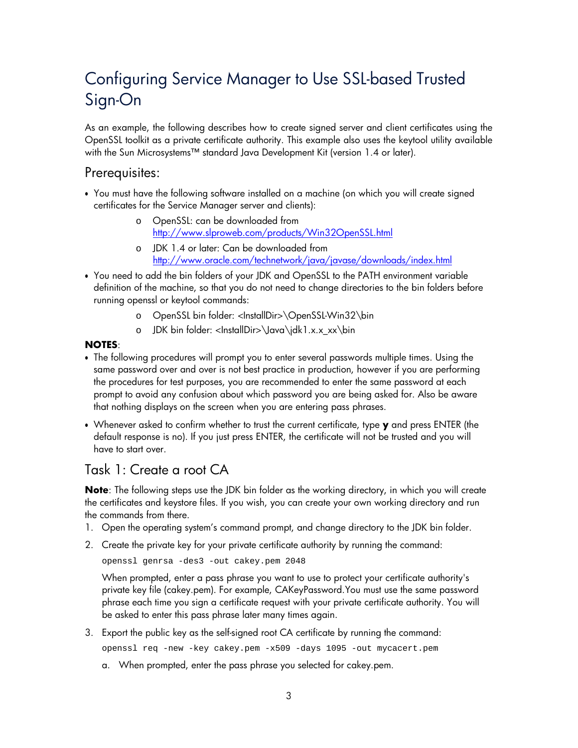# Configuring Service Manager to Use SSL-based Trusted Sign-On

As an example, the following describes how to create signed server and client certificates using the OpenSSL toolkit as a private certificate authority. This example also uses the keytool utility available with the Sun Microsystems™ standard Java Development Kit (version 1.4 or later).

## Prerequisites:

- You must have the following software installed on a machine (on which you will create signed certificates for the Service Manager server and clients):
  - OpenSSL: can be downloaded from http://www.slproweb.com/products/Win32OpenSSL.html
  - JDK 1.4 or later: Can be downloaded from http://www.oracle.com/technetwork/java/javase/downloads/index.html
- You need to add the bin folders of your JDK and OpenSSL to the PATH environment variable definition of the machine, so that you do not need to change directories to the bin folders before running openssl or keytool commands:
  - OpenSSL bin folder: <InstallDir>\OpenSSL-Win32\bin
  - JDK bin folder: <InstallDir>\Java\jdk1.x.x_xx\bin

**NOTES**:

- The following procedures will prompt you to enter several passwords multiple times. Using the same password over and over is not best practice in production, however if you are performing the procedures for test purposes, you are recommended to enter the same password at each prompt to avoid any confusion about which password you are being asked for. Also be aware that nothing displays on the screen when you are entering pass phrases.
- Whenever asked to confirm whether to trust the current certificate, type **y** and press ENTER (the default response is no). If you just press ENTER, the certificate will not be trusted and you will have to start over.

## Task 1: Create a root CA

**Note**: The following steps use the JDK bin folder as the working directory, in which you will create the certificates and keystore files. If you wish, you can create your own working directory and run the commands from there.

1. Open the operating system's command prompt, and change directory to the JDK bin folder.
2. Create the private key for your private certificate authority by running the command:

   ```
   openssl genrsa -des3 -out cakey.pem 2048
   ```

   When prompted, enter a pass phrase you want to use to protect your certificate authority's private key file (cakey.pem). For example, CAKeyPassword.You must use the same password phrase each time you sign a certificate request with your private certificate authority. You will be asked to enter this pass phrase later many times again.
3. Export the public key as the self-signed root CA certificate by running the command:

   ```
   openssl req -new -key cakey.pem -x509 -days 1095 -out mycacert.pem
   ```

   a. When prompted, enter the pass phrase you selected for cakey.pem.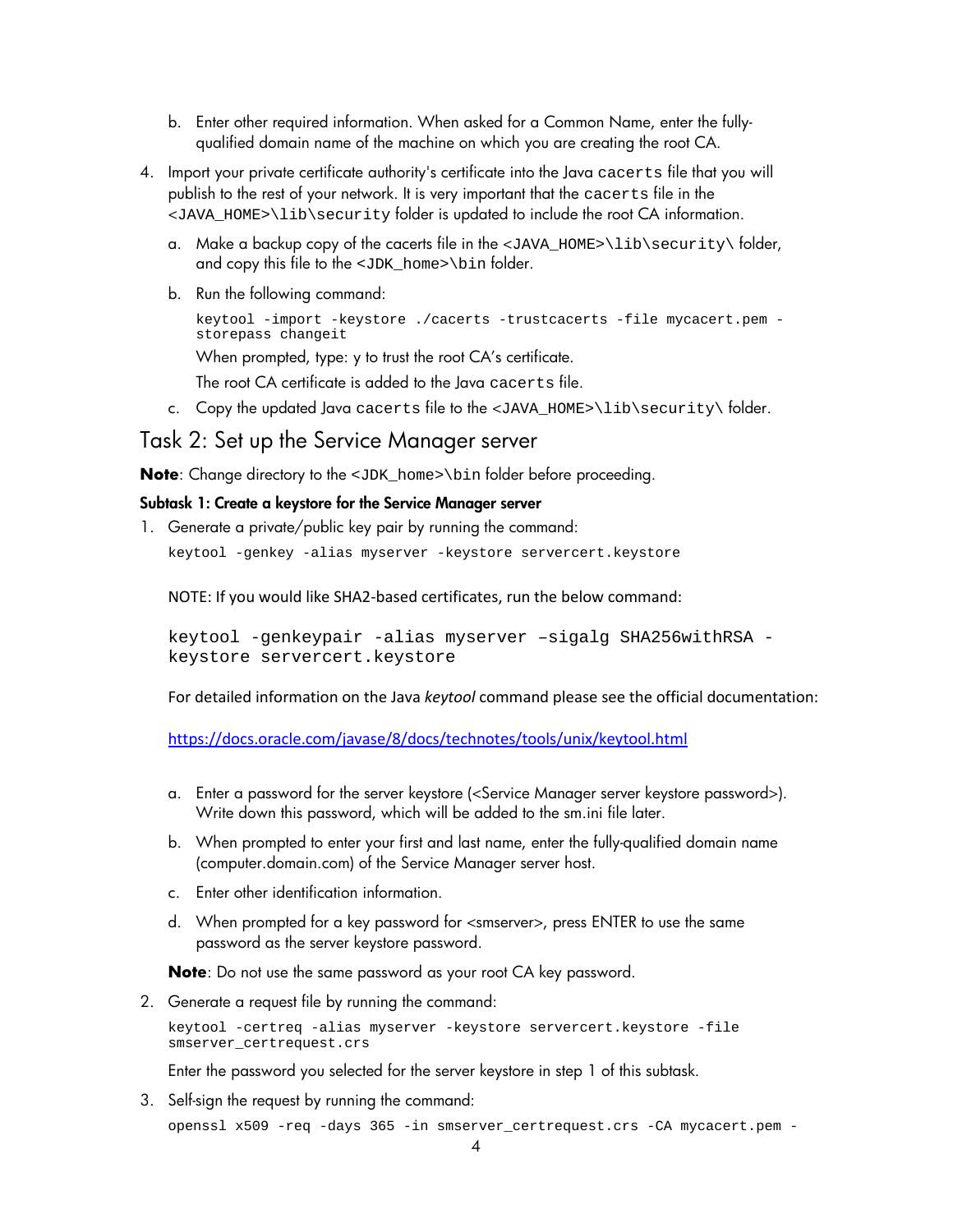b. Enter other required information. When asked for a Common Name, enter the fully-qualified domain name of the machine on which you are creating the root CA.

4. Import your private certificate authority's certificate into the Java `cacerts` file that you will publish to the rest of your network. It is very important that the `cacerts` file in the `<JAVA_HOME>\lib\security` folder is updated to include the root CA information.

   a. Make a backup copy of the cacerts file in the `<JAVA_HOME>\lib\security\` folder, and copy this file to the `<JDK_home>\bin` folder.

   b. Run the following command:

   ```
   keytool -import -keystore ./cacerts -trustcacerts -file mycacert.pem -
   storepass changeit
   ```

   When prompted, type: y to trust the root CA's certificate.

   The root CA certificate is added to the Java `cacerts` file.

   c. Copy the updated Java `cacerts` file to the `<JAVA_HOME>\lib\security\` folder.

## Task 2: Set up the Service Manager server

**Note**: Change directory to the `<JDK_home>\bin` folder before proceeding.

### Subtask 1: Create a keystore for the Service Manager server

1. Generate a private/public key pair by running the command:

   ```
   keytool -genkey -alias myserver -keystore servercert.keystore
   ```

   NOTE: If you would like SHA2-based certificates, run the below command:

   ```
   keytool -genkeypair -alias myserver –sigalg SHA256withRSA -
   keystore servercert.keystore
   ```

   For detailed information on the Java *keytool* command please see the official documentation:

   https://docs.oracle.com/javase/8/docs/technotes/tools/unix/keytool.html

   a. Enter a password for the server keystore (<Service Manager server keystore password>). Write down this password, which will be added to the sm.ini file later.

   b. When prompted to enter your first and last name, enter the fully-qualified domain name (computer.domain.com) of the Service Manager server host.

   c. Enter other identification information.

   d. When prompted for a key password for <smserver>, press ENTER to use the same password as the server keystore password.

   **Note**: Do not use the same password as your root CA key password.

2. Generate a request file by running the command:

   ```
   keytool -certreq -alias myserver -keystore servercert.keystore -file
   smserver_certrequest.crs
   ```

   Enter the password you selected for the server keystore in step 1 of this subtask.

3. Self-sign the request by running the command:

   ```
   openssl x509 -req -days 365 -in smserver_certrequest.crs -CA mycacert.pem -
   ```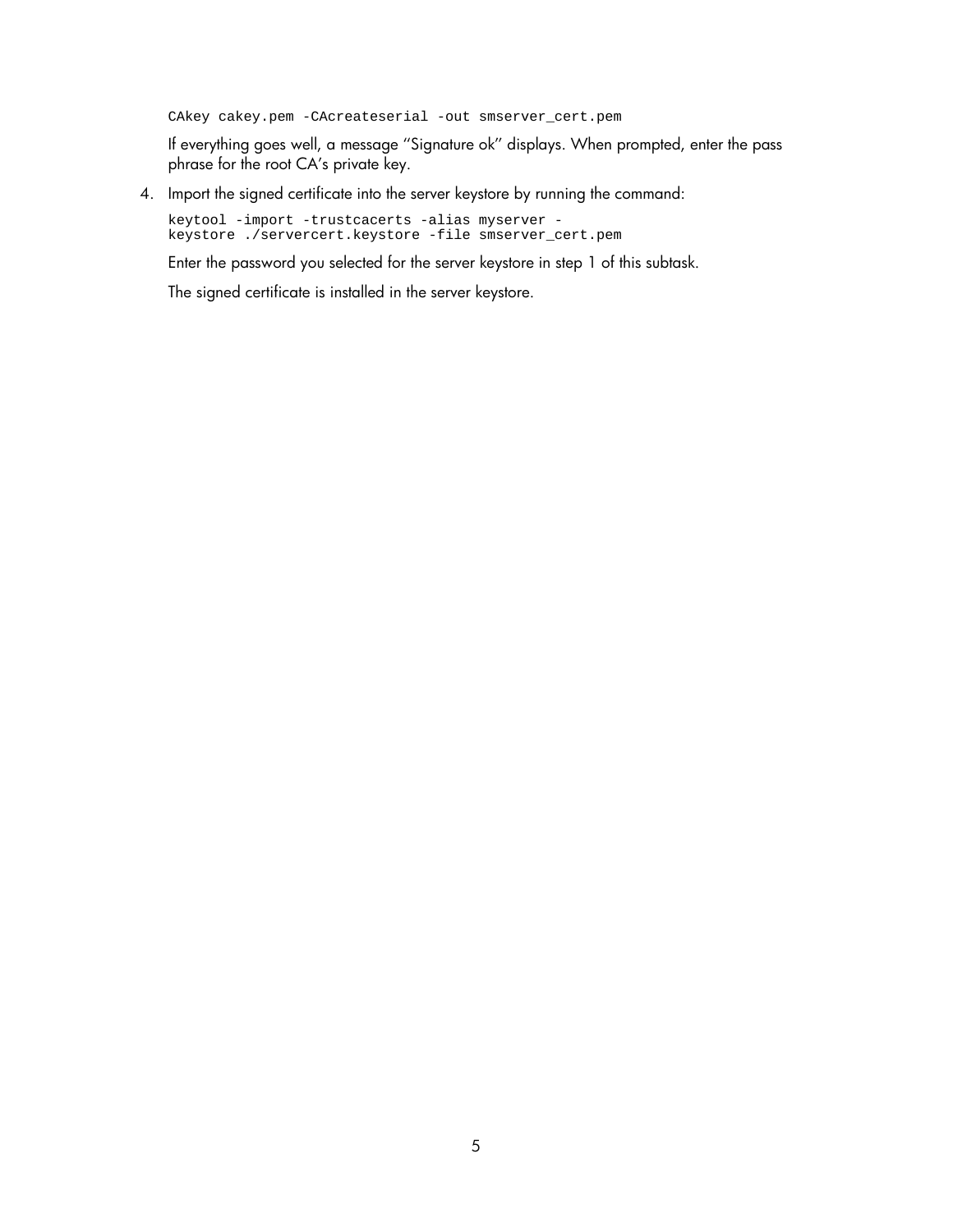```
CAkey cakey.pem -CAcreateserial -out smserver_cert.pem
```

If everything goes well, a message "Signature ok" displays. When prompted, enter the pass phrase for the root CA's private key.

4. Import the signed certificate into the server keystore by running the command:

```
keytool -import -trustcacerts -alias myserver -
keystore ./servercert.keystore -file smserver_cert.pem
```

Enter the password you selected for the server keystore in step 1 of this subtask.

The signed certificate is installed in the server keystore.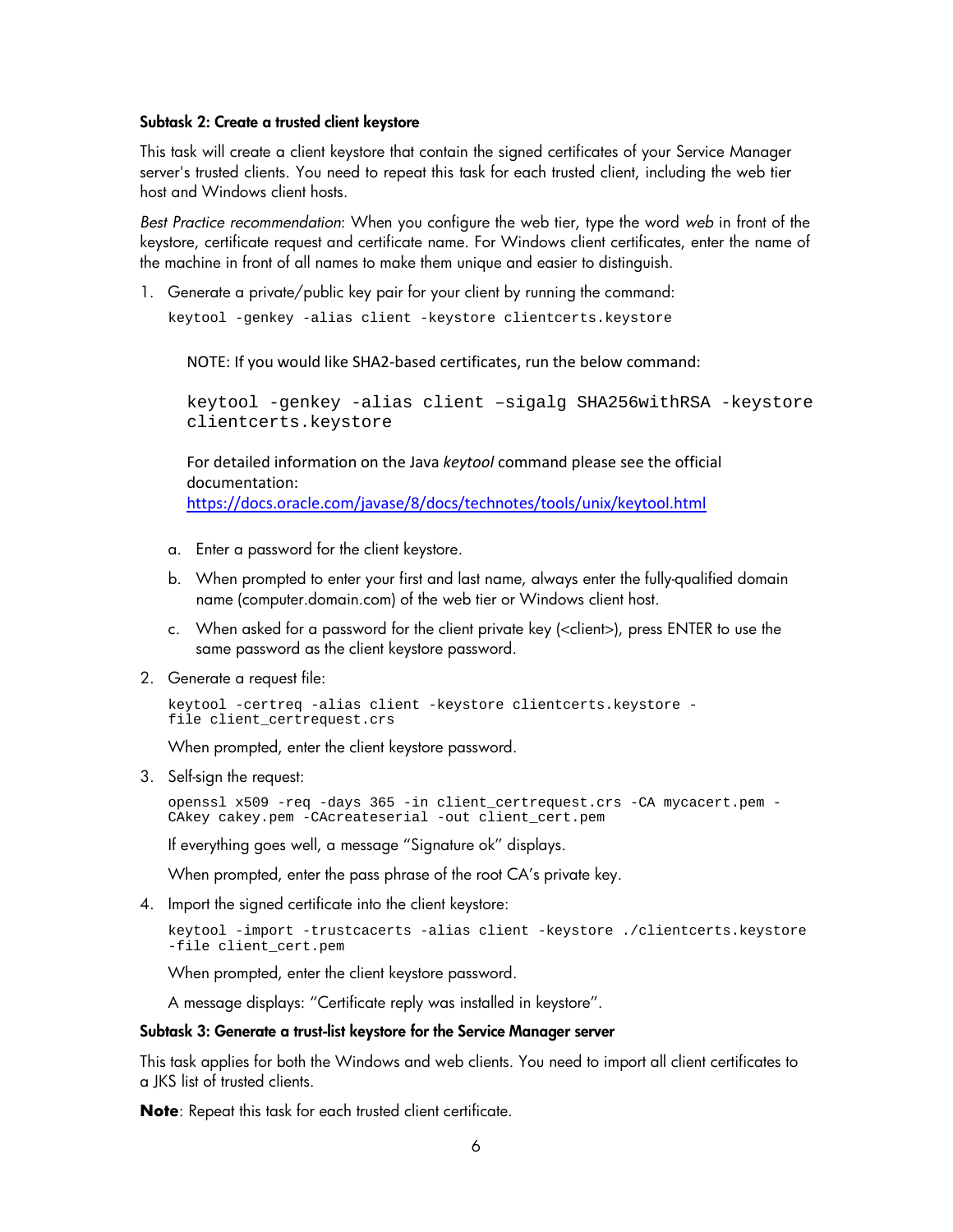**Subtask 2: Create a trusted client keystore**

This task will create a client keystore that contain the signed certificates of your Service Manager server's trusted clients. You need to repeat this task for each trusted client, including the web tier host and Windows client hosts.

*Best Practice recommendation*: When you configure the web tier, type the word *web* in front of the keystore, certificate request and certificate name. For Windows client certificates, enter the name of the machine in front of all names to make them unique and easier to distinguish.

1. Generate a private/public key pair for your client by running the command:

   ```
   keytool -genkey -alias client -keystore clientcerts.keystore
   ```

   NOTE: If you would like SHA2-based certificates, run the below command:

   ```
   keytool -genkey -alias client –sigalg SHA256withRSA -keystore
   clientcerts.keystore
   ```

   For detailed information on the Java *keytool* command please see the official documentation:
   [https://docs.oracle.com/javase/8/docs/technotes/tools/unix/keytool.html](https://docs.oracle.com/javase/8/docs/technotes/tools/unix/keytool.html)

   a. Enter a password for the client keystore.

   b. When prompted to enter your first and last name, always enter the fully-qualified domain name (computer.domain.com) of the web tier or Windows client host.

   c. When asked for a password for the client private key (<client>), press ENTER to use the same password as the client keystore password.

2. Generate a request file:

   ```
   keytool -certreq -alias client -keystore clientcerts.keystore -
   file client_certrequest.crs
   ```

   When prompted, enter the client keystore password.

3. Self-sign the request:

   ```
   openssl x509 -req -days 365 -in client_certrequest.crs -CA mycacert.pem -
   CAkey cakey.pem -CAcreateserial -out client_cert.pem
   ```

   If everything goes well, a message "Signature ok" displays.

   When prompted, enter the pass phrase of the root CA's private key.

4. Import the signed certificate into the client keystore:

   ```
   keytool -import -trustcacerts -alias client -keystore ./clientcerts.keystore
   -file client_cert.pem
   ```

   When prompted, enter the client keystore password.

   A message displays: "Certificate reply was installed in keystore".

**Subtask 3: Generate a trust-list keystore for the Service Manager server**

This task applies for both the Windows and web clients. You need to import all client certificates to a JKS list of trusted clients.

**Note**: Repeat this task for each trusted client certificate.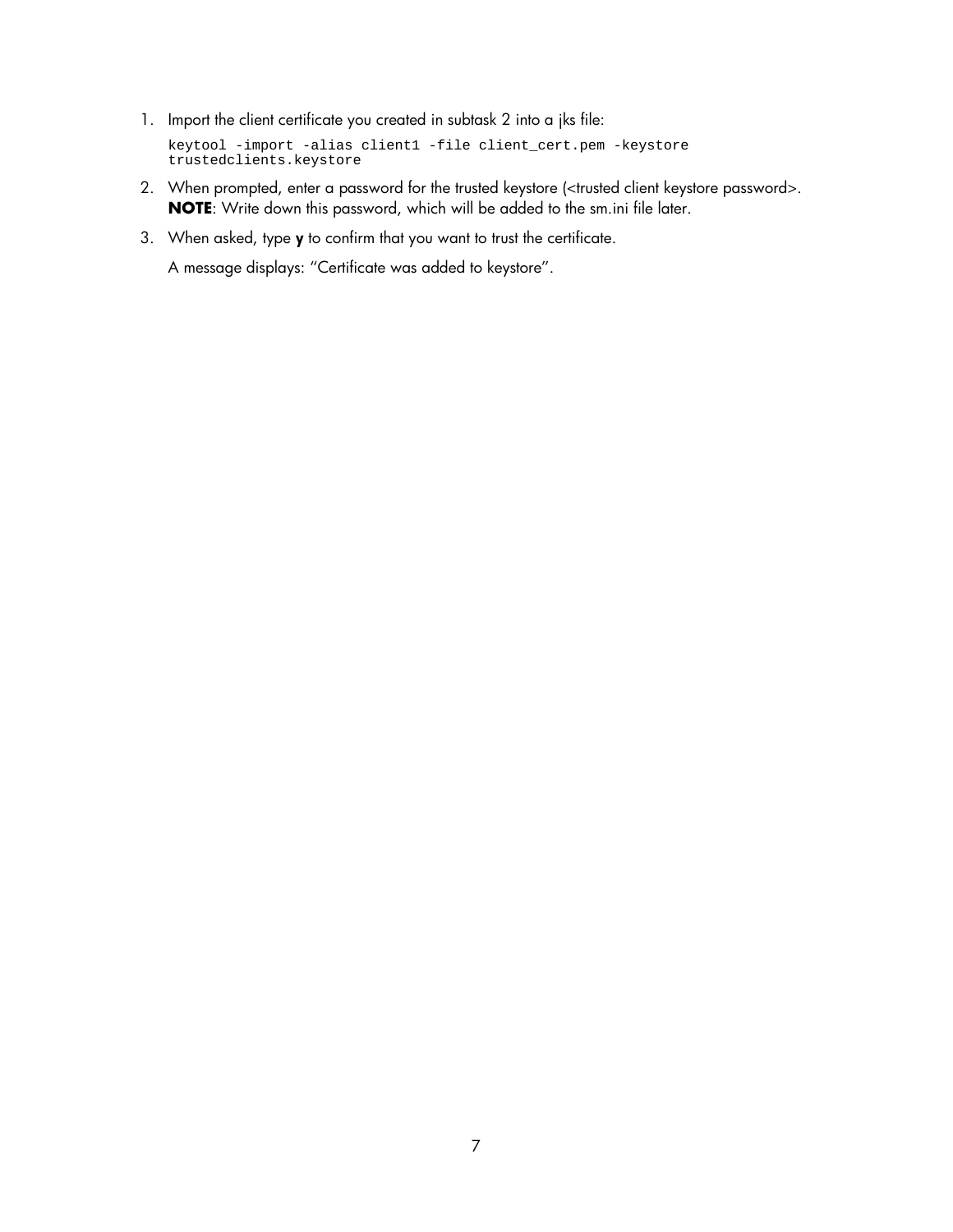1. Import the client certificate you created in subtask 2 into a jks file:

   ```
   keytool -import -alias client1 -file client_cert.pem -keystore
   trustedclients.keystore
   ```

2. When prompted, enter a password for the trusted keystore (<trusted client keystore password>.
   **NOTE**: Write down this password, which will be added to the sm.ini file later.

3. When asked, type **y** to confirm that you want to trust the certificate.

   A message displays: "Certificate was added to keystore".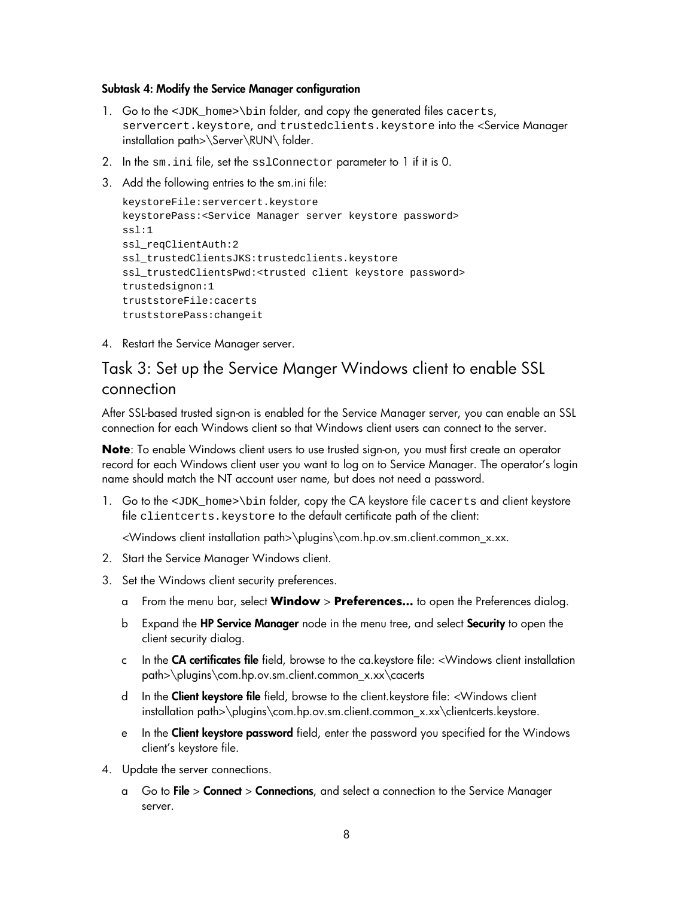**Subtask 4: Modify the Service Manager configuration**

1. Go to the `<JDK_home>\bin` folder, and copy the generated files `cacerts`, `servercert.keystore`, and `trustedclients.keystore` into the <Service Manager installation path>\Server\RUN\ folder.
2. In the `sm.ini` file, set the `sslConnector` parameter to 1 if it is 0.
3. Add the following entries to the sm.ini file:

   ```
   keystoreFile:servercert.keystore
   keystorePass:<Service Manager server keystore password>
   ssl:1
   ssl_reqClientAuth:2
   ssl_trustedClientsJKS:trustedclients.keystore
   ssl_trustedClientsPwd:<trusted client keystore password>
   trustedsignon:1
   truststoreFile:cacerts
   truststorePass:changeit
   ```

4. Restart the Service Manager server.

## Task 3: Set up the Service Manger Windows client to enable SSL connection

After SSL-based trusted sign-on is enabled for the Service Manager server, you can enable an SSL connection for each Windows client so that Windows client users can connect to the server.

**Note**: To enable Windows client users to use trusted sign-on, you must first create an operator record for each Windows client user you want to log on to Service Manager. The operator's login name should match the NT account user name, but does not need a password.

1. Go to the `<JDK_home>\bin` folder, copy the CA keystore file `cacerts` and client keystore file `clientcerts.keystore` to the default certificate path of the client:

   <Windows client installation path>\plugins\com.hp.ov.sm.client.common_x.xx.

2. Start the Service Manager Windows client.
3. Set the Windows client security preferences.
   a. From the menu bar, select **Window** > **Preferences...** to open the Preferences dialog.
   b. Expand the **HP Service Manager** node in the menu tree, and select **Security** to open the client security dialog.
   c. In the **CA certificates file** field, browse to the ca.keystore file: <Windows client installation path>\plugins\com.hp.ov.sm.client.common_x.xx\cacerts
   d. In the **Client keystore file** field, browse to the client.keystore file: <Windows client installation path>\plugins\com.hp.ov.sm.client.common_x.xx\clientcerts.keystore.
   e. In the **Client keystore password** field, enter the password you specified for the Windows client's keystore file.
4. Update the server connections.
   a. Go to **File** > **Connect** > **Connections**, and select a connection to the Service Manager server.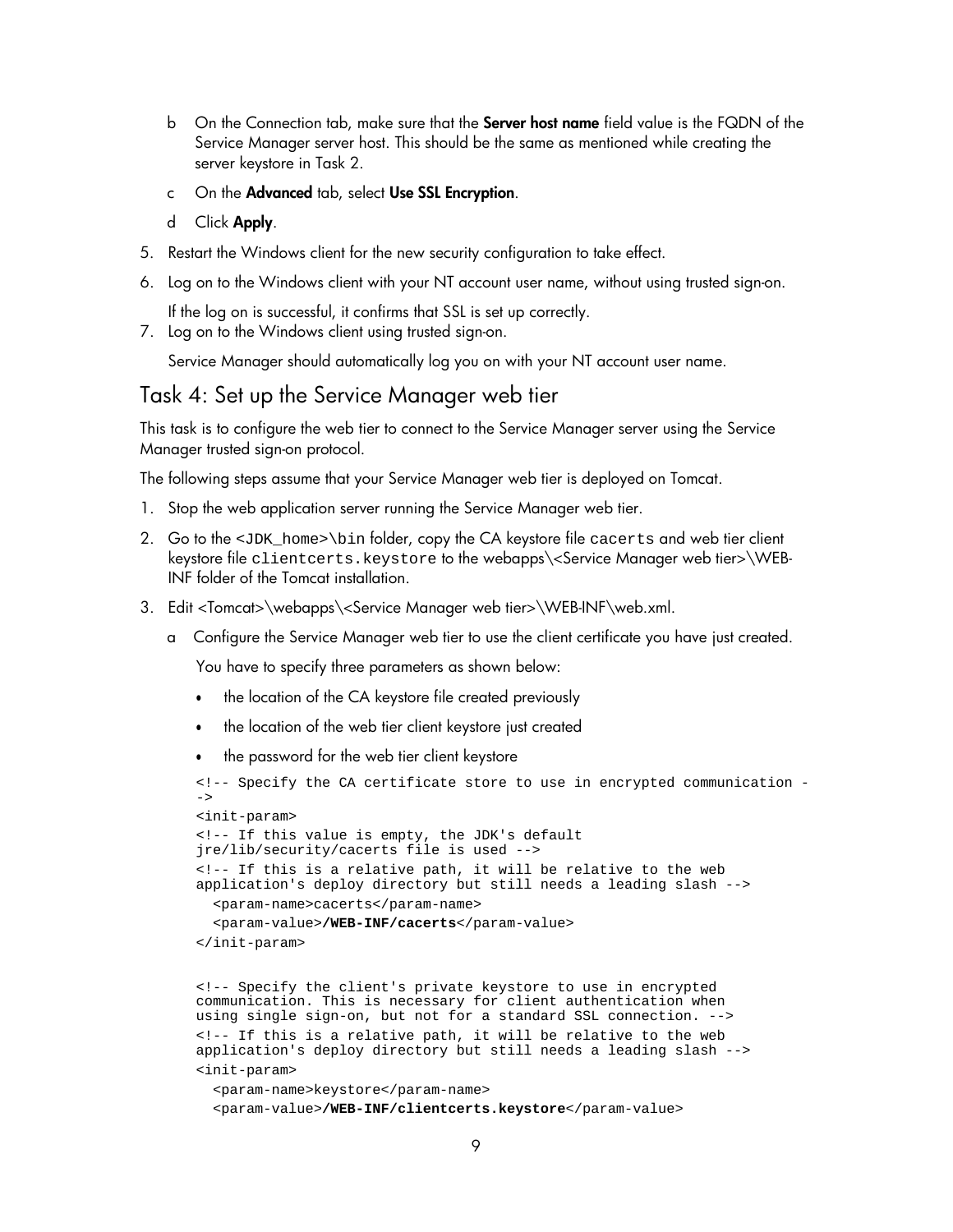b On the Connection tab, make sure that the **Server host name** field value is the FQDN of the Service Manager server host. This should be the same as mentioned while creating the server keystore in Task 2.

c On the **Advanced** tab, select **Use SSL Encryption**.

d Click **Apply**.

5. Restart the Windows client for the new security configuration to take effect.
6. Log on to the Windows client with your NT account user name, without using trusted sign-on.

   If the log on is successful, it confirms that SSL is set up correctly.
7. Log on to the Windows client using trusted sign-on.

   Service Manager should automatically log you on with your NT account user name.

## Task 4: Set up the Service Manager web tier

This task is to configure the web tier to connect to the Service Manager server using the Service Manager trusted sign-on protocol.

The following steps assume that your Service Manager web tier is deployed on Tomcat.

1. Stop the web application server running the Service Manager web tier.
2. Go to the `<JDK_home>\bin` folder, copy the CA keystore file `cacerts` and web tier client keystore file `clientcerts.keystore` to the webapps\<Service Manager web tier>\WEB-INF folder of the Tomcat installation.
3. Edit <Tomcat>\webapps\<Service Manager web tier>\WEB-INF\web.xml.

   a Configure the Service Manager web tier to use the client certificate you have just created.

   You have to specify three parameters as shown below:

   - the location of the CA keystore file created previously
   - the location of the web tier client keystore just created
   - the password for the web tier client keystore

```
<!-- Specify the CA certificate store to use in encrypted communication -
->
<init-param>
<!-- If this value is empty, the JDK's default
jre/lib/security/cacerts file is used -->
<!-- If this is a relative path, it will be relative to the web
application's deploy directory but still needs a leading slash -->
  <param-name>cacerts</param-name>
  <param-value>/WEB-INF/cacerts</param-value>
</init-param>


<!-- Specify the client's private keystore to use in encrypted
communication. This is necessary for client authentication when
using single sign-on, but not for a standard SSL connection. -->
<!-- If this is a relative path, it will be relative to the web
application's deploy directory but still needs a leading slash -->
<init-param>
  <param-name>keystore</param-name>
  <param-value>/WEB-INF/clientcerts.keystore</param-value>
```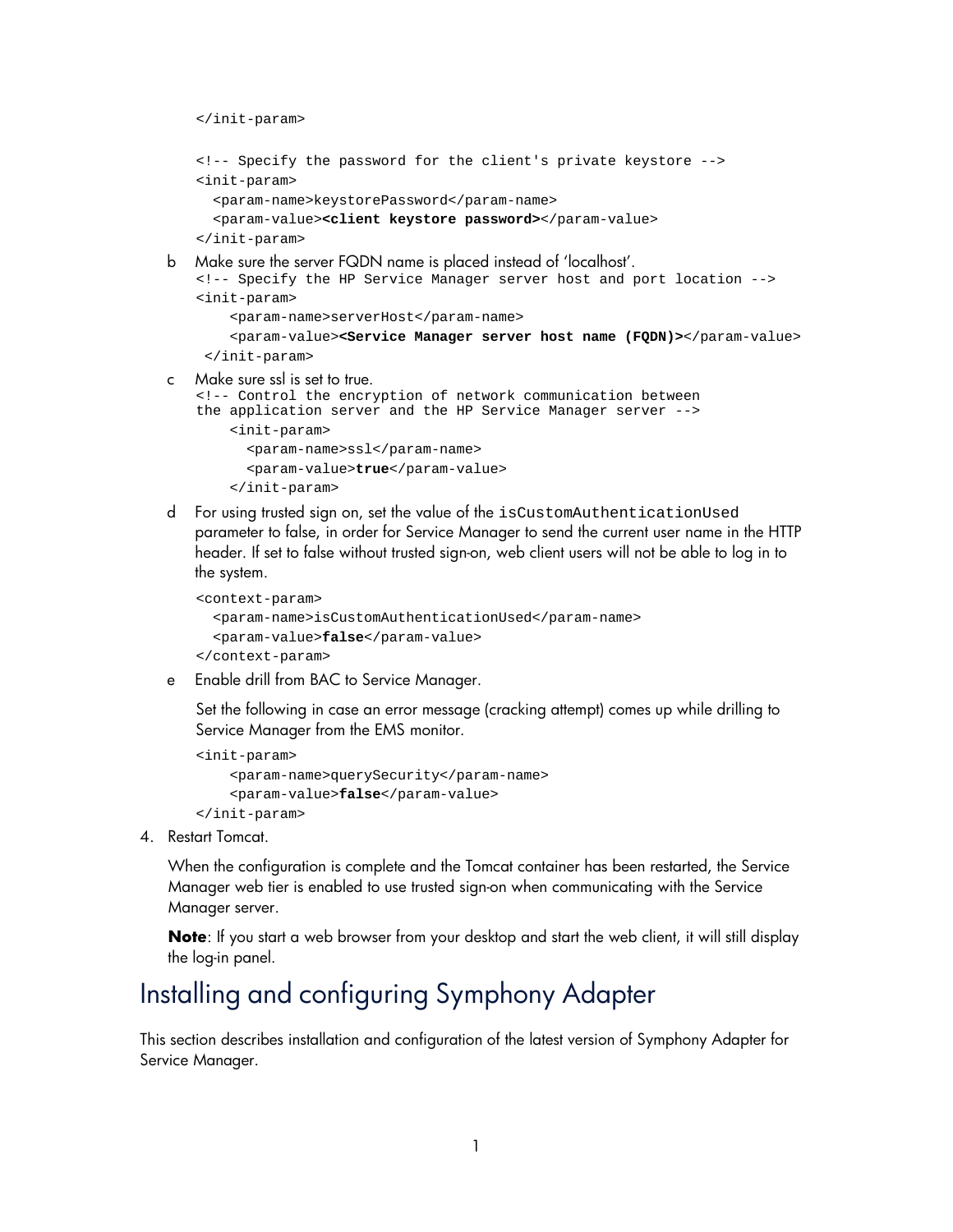```
</init-param>

<!-- Specify the password for the client's private keystore -->
<init-param>
  <param-name>keystorePassword</param-name>
  <param-value><client keystore password></param-value>
</init-param>
```

b Make sure the server FQDN name is placed instead of 'localhost'.

```
<!-- Specify the HP Service Manager server host and port location -->
<init-param>
    <param-name>serverHost</param-name>
    <param-value><Service Manager server host name (FQDN)></param-value>
 </init-param>
```

c Make sure ssl is set to true.

```
<!-- Control the encryption of network communication between
the application server and the HP Service Manager server -->
    <init-param>
      <param-name>ssl</param-name>
      <param-value>true</param-value>
    </init-param>
```

d For using trusted sign on, set the value of the `isCustomAuthenticationUsed` parameter to false, in order for Service Manager to send the current user name in the HTTP header. If set to false without trusted sign-on, web client users will not be able to log in to the system.

```
<context-param>
  <param-name>isCustomAuthenticationUsed</param-name>
  <param-value>false</param-value>
</context-param>
```

e Enable drill from BAC to Service Manager.

Set the following in case an error message (cracking attempt) comes up while drilling to Service Manager from the EMS monitor.

```
<init-param>
    <param-name>querySecurity</param-name>
    <param-value>false</param-value>
</init-param>
```

4. Restart Tomcat.

   When the configuration is complete and the Tomcat container has been restarted, the Service Manager web tier is enabled to use trusted sign-on when communicating with the Service Manager server.

   **Note**: If you start a web browser from your desktop and start the web client, it will still display the log-in panel.

# Installing and configuring Symphony Adapter

This section describes installation and configuration of the latest version of Symphony Adapter for Service Manager.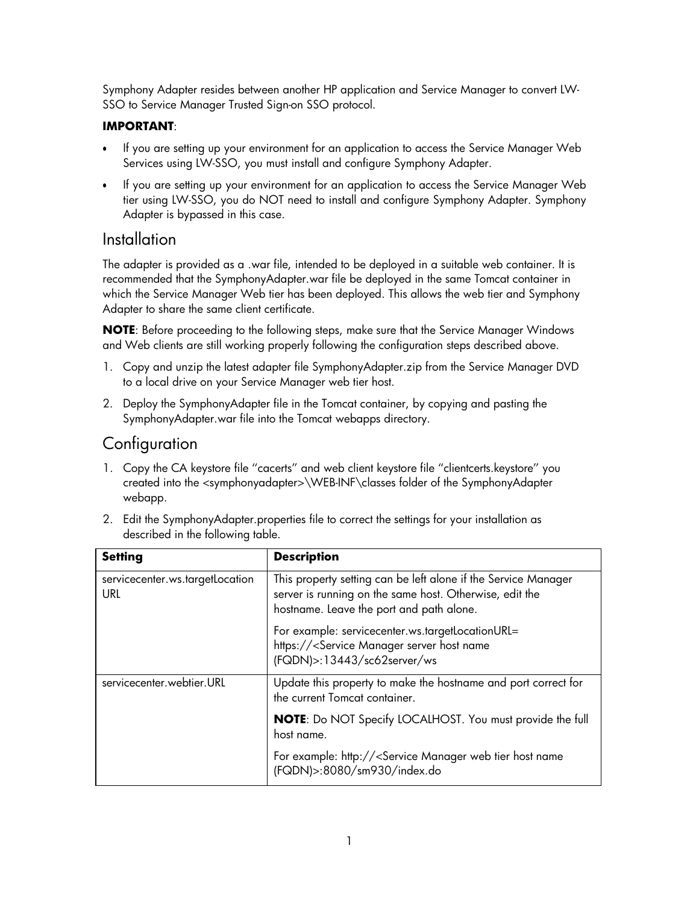Symphony Adapter resides between another HP application and Service Manager to convert LW-SSO to Service Manager Trusted Sign-on SSO protocol.

**IMPORTANT**:

- If you are setting up your environment for an application to access the Service Manager Web Services using LW-SSO, you must install and configure Symphony Adapter.
- If you are setting up your environment for an application to access the Service Manager Web tier using LW-SSO, you do NOT need to install and configure Symphony Adapter. Symphony Adapter is bypassed in this case.

## Installation

The adapter is provided as a .war file, intended to be deployed in a suitable web container. It is recommended that the SymphonyAdapter.war file be deployed in the same Tomcat container in which the Service Manager Web tier has been deployed. This allows the web tier and Symphony Adapter to share the same client certificate.

**NOTE**: Before proceeding to the following steps, make sure that the Service Manager Windows and Web clients are still working properly following the configuration steps described above.

1. Copy and unzip the latest adapter file SymphonyAdapter.zip from the Service Manager DVD to a local drive on your Service Manager web tier host.
2. Deploy the SymphonyAdapter file in the Tomcat container, by copying and pasting the SymphonyAdapter.war file into the Tomcat webapps directory.

## Configuration

1. Copy the CA keystore file "cacerts" and web client keystore file "clientcerts.keystore" you created into the <symphonyadapter>\WEB-INF\classes folder of the SymphonyAdapter webapp.
2. Edit the SymphonyAdapter.properties file to correct the settings for your installation as described in the following table.

| Setting | Description |
|---|---|
| servicecenter.ws.targetLocation URL | This property setting can be left alone if the Service Manager server is running on the same host. Otherwise, edit the hostname. Leave the port and path alone.<br><br>For example: servicecenter.ws.targetLocationURL= https://<Service Manager server host name (FQDN)>:13443/sc62server/ws |
| servicecenter.webtier.URL | Update this property to make the hostname and port correct for the current Tomcat container.<br><br>**NOTE**: Do NOT Specify LOCALHOST. You must provide the full host name.<br><br>For example: http://<Service Manager web tier host name (FQDN)>:8080/sm930/index.do |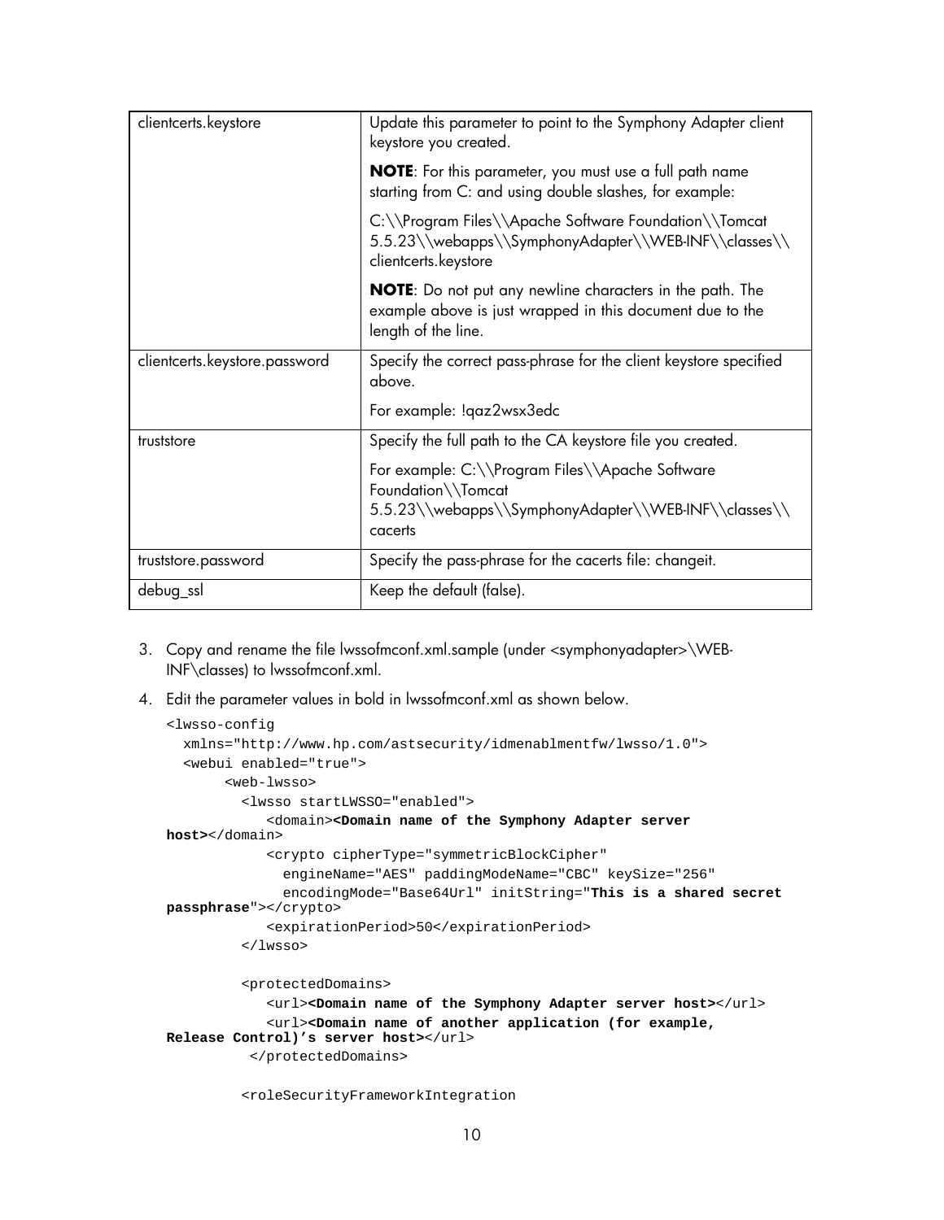| | |
|---|---|
| clientcerts.keystore | Update this parameter to point to the Symphony Adapter client keystore you created.<br><br>**NOTE**: For this parameter, you must use a full path name starting from C: and using double slashes, for example:<br><br>C:\\Program Files\\Apache Software Foundation\\Tomcat 5.5.23\\webapps\\SymphonyAdapter\\WEB-INF\\classes\\clientcerts.keystore<br><br>**NOTE**: Do not put any newline characters in the path. The example above is just wrapped in this document due to the length of the line. |
| clientcerts.keystore.password | Specify the correct pass-phrase for the client keystore specified above.<br><br>For example: !qaz2wsx3edc |
| truststore | Specify the full path to the CA keystore file you created.<br><br>For example: C:\\Program Files\\Apache Software Foundation\\Tomcat 5.5.23\\webapps\\SymphonyAdapter\\WEB-INF\\classes\\cacerts |
| truststore.password | Specify the pass-phrase for the cacerts file: changeit. |
| debug_ssl | Keep the default (false). |

3. Copy and rename the file lwssofmconf.xml.sample (under <symphonyadapter>\WEB-INF\classes) to lwssofmconf.xml.

4. Edit the parameter values in bold in lwssofmconf.xml as shown below.

```
<lwsso-config
  xmlns="http://www.hp.com/astsecurity/idmenablmentfw/lwsso/1.0">
  <webui enabled="true">
       <web-lwsso>
         <lwsso startLWSSO="enabled">
            <domain><Domain name of the Symphony Adapter server
host></domain>
            <crypto cipherType="symmetricBlockCipher"
              engineName="AES" paddingModeName="CBC" keySize="256"
              encodingMode="Base64Url" initString="This is a shared secret
passphrase"></crypto>
            <expirationPeriod>50</expirationPeriod>
         </lwsso>

         <protectedDomains>
            <url><Domain name of the Symphony Adapter server host></url>
            <url><Domain name of another application (for example,
Release Control)'s server host></url>
          </protectedDomains>

         <roleSecurityFrameworkIntegration
```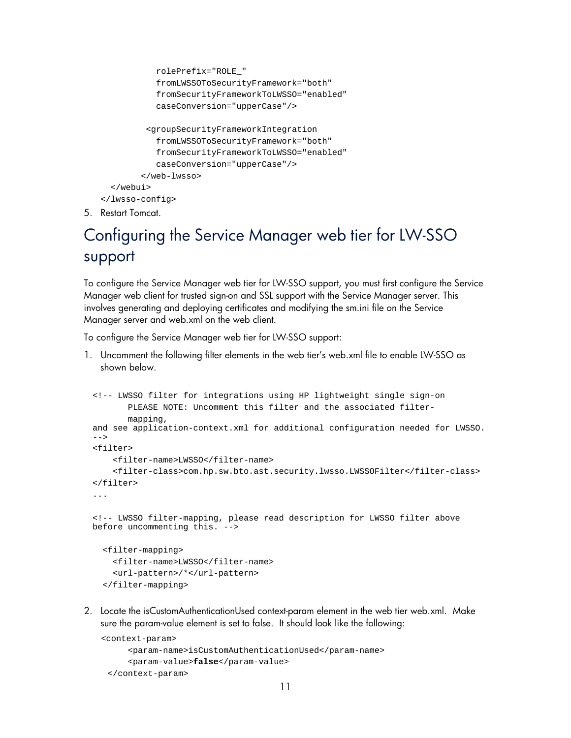```
            rolePrefix="ROLE_"
            fromLWSSOToSecurityFramework="both"
            fromSecurityFrameworkToLWSSO="enabled"
            caseConversion="upperCase"/>

          <groupSecurityFrameworkIntegration
            fromLWSSOToSecurityFramework="both"
            fromSecurityFrameworkToLWSSO="enabled"
            caseConversion="upperCase"/>
        </web-lwsso>
    </webui>
  </lwsso-config>
```

5. Restart Tomcat.

# Configuring the Service Manager web tier for LW-SSO support

To configure the Service Manager web tier for LW-SSO support, you must first configure the Service Manager web client for trusted sign-on and SSL support with the Service Manager server. This involves generating and deploying certificates and modifying the sm.ini file on the Service Manager server and web.xml on the web client.

To configure the Service Manager web tier for LW-SSO support:

1. Uncomment the following filter elements in the web tier's web.xml file to enable LW-SSO as shown below.

```
<!-- LWSSO filter for integrations using HP lightweight single sign-on
       PLEASE NOTE: Uncomment this filter and the associated filter-
       mapping,
and see application-context.xml for additional configuration needed for LWSSO.
-->
<filter>
    <filter-name>LWSSO</filter-name>
    <filter-class>com.hp.sw.bto.ast.security.lwsso.LWSSOFilter</filter-class>
</filter>
...

<!-- LWSSO filter-mapping, please read description for LWSSO filter above
before uncommenting this. -->

  <filter-mapping>
    <filter-name>LWSSO</filter-name>
    <url-pattern>/*</url-pattern>
  </filter-mapping>
```

2. Locate the isCustomAuthenticationUsed context-param element in the web tier web.xml. Make sure the param-value element is set to false. It should look like the following:

```
<context-param>
     <param-name>isCustomAuthenticationUsed</param-name>
     <param-value>false</param-value>
 </context-param>
```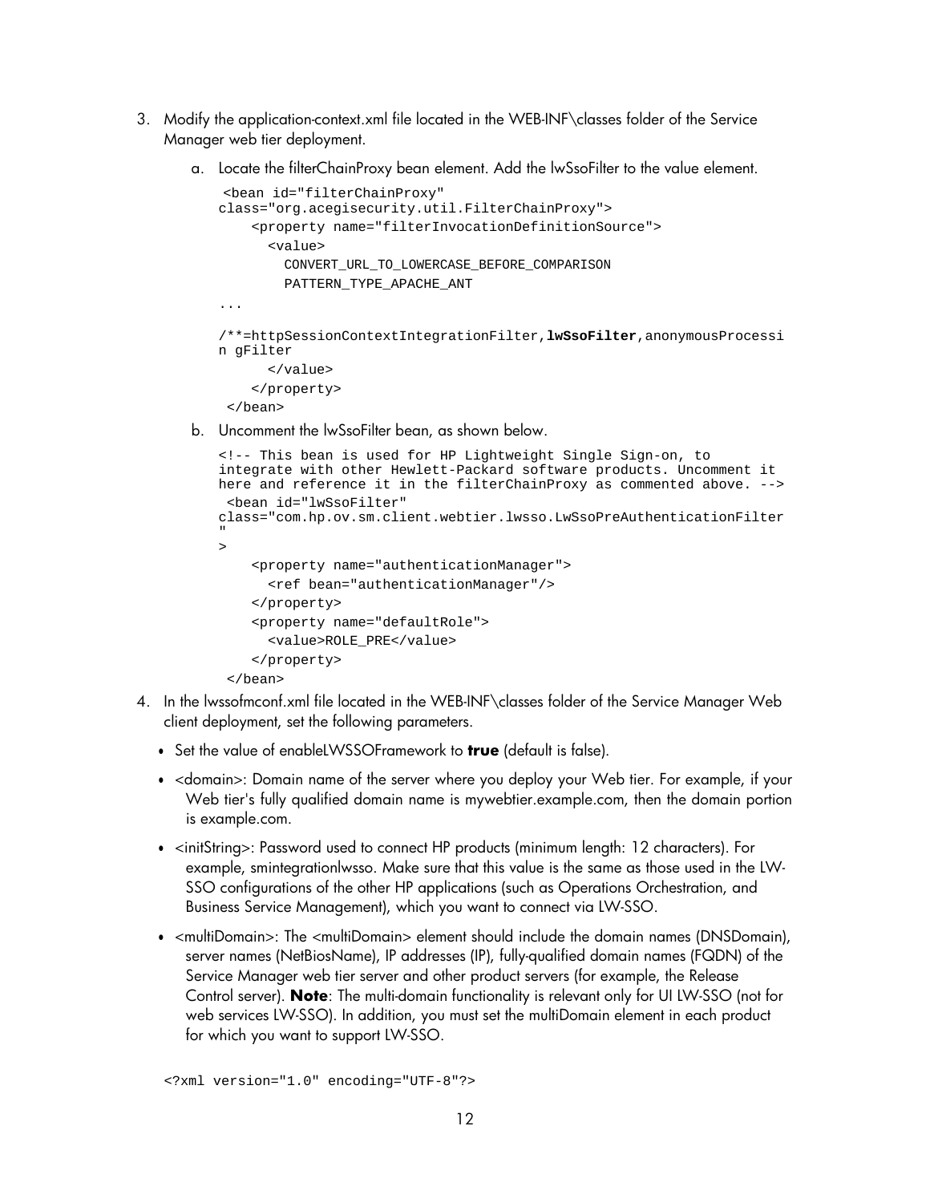3. Modify the application-context.xml file located in the WEB-INF\classes folder of the Service Manager web tier deployment.

    a. Locate the filterChainProxy bean element. Add the lwSsoFilter to the value element.

    ```
     <bean id="filterChainProxy"
    class="org.acegisecurity.util.FilterChainProxy">
        <property name="filterInvocationDefinitionSource">
          <value>
            CONVERT_URL_TO_LOWERCASE_BEFORE_COMPARISON
            PATTERN_TYPE_APACHE_ANT
    ...

    /**=httpSessionContextIntegrationFilter,lwSsoFilter,anonymousProcessi
    n gFilter
          </value>
        </property>
     </bean>
    ```

    b. Uncomment the lwSsoFilter bean, as shown below.

    ```
    <!-- This bean is used for HP Lightweight Single Sign-on, to
    integrate with other Hewlett-Packard software products. Uncomment it
    here and reference it in the filterChainProxy as commented above. -->
     <bean id="lwSsoFilter"
    class="com.hp.ov.sm.client.webtier.lwsso.LwSsoPreAuthenticationFilter
    "
    >
        <property name="authenticationManager">
          <ref bean="authenticationManager"/>
        </property>
        <property name="defaultRole">
          <value>ROLE_PRE</value>
        </property>
     </bean>
    ```

4. In the lwssofmconf.xml file located in the WEB-INF\classes folder of the Service Manager Web client deployment, set the following parameters.

    - Set the value of enableLWSSOFramework to **true** (default is false).
    - <domain>: Domain name of the server where you deploy your Web tier. For example, if your Web tier's fully qualified domain name is mywebtier.example.com, then the domain portion is example.com.
    - <initString>: Password used to connect HP products (minimum length: 12 characters). For example, smintegrationlwsso. Make sure that this value is the same as those used in the LW-SSO configurations of the other HP applications (such as Operations Orchestration, and Business Service Management), which you want to connect via LW-SSO.
    - <multiDomain>: The <multiDomain> element should include the domain names (DNSDomain), server names (NetBiosName), IP addresses (IP), fully-qualified domain names (FQDN) of the Service Manager web tier server and other product servers (for example, the Release Control server). **Note**: The multi-domain functionality is relevant only for UI LW-SSO (not for web services LW-SSO). In addition, you must set the multiDomain element in each product for which you want to support LW-SSO.

    ```
    <?xml version="1.0" encoding="UTF-8"?>
    ```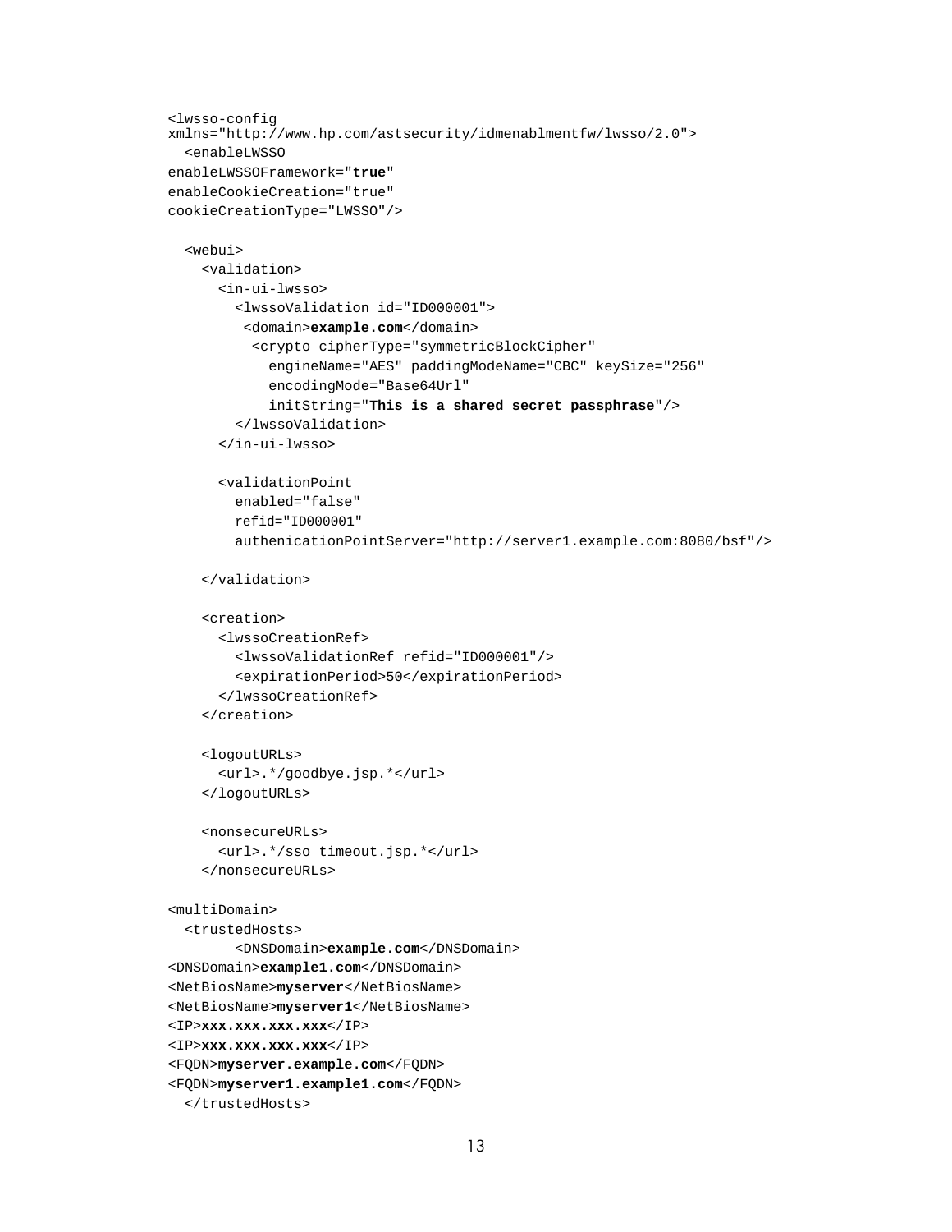```
<lwsso-config
xmlns="http://www.hp.com/astsecurity/idmenablmentfw/lwsso/2.0">
  <enableLWSSO
enableLWSSOFramework="true"
enableCookieCreation="true"
cookieCreationType="LWSSO"/>

  <webui>
    <validation>
      <in-ui-lwsso>
        <lwssoValidation id="ID000001">
         <domain>example.com</domain>
          <crypto cipherType="symmetricBlockCipher"
            engineName="AES" paddingModeName="CBC" keySize="256"
            encodingMode="Base64Url"
            initString="This is a shared secret passphrase"/>
        </lwssoValidation>
      </in-ui-lwsso>

      <validationPoint
        enabled="false"
        refid="ID000001"
        authenicationPointServer="http://server1.example.com:8080/bsf"/>

    </validation>

    <creation>
      <lwssoCreationRef>
        <lwssoValidationRef refid="ID000001"/>
        <expirationPeriod>50</expirationPeriod>
      </lwssoCreationRef>
    </creation>

    <logoutURLs>
      <url>.*/goodbye.jsp.*</url>
    </logoutURLs>

    <nonsecureURLs>
      <url>.*/sso_timeout.jsp.*</url>
    </nonsecureURLs>

<multiDomain>
  <trustedHosts>
        <DNSDomain>example.com</DNSDomain>
<DNSDomain>example1.com</DNSDomain>
<NetBiosName>myserver</NetBiosName>
<NetBiosName>myserver1</NetBiosName>
<IP>xxx.xxx.xxx.xxx</IP>
<IP>xxx.xxx.xxx.xxx</IP>
<FQDN>myserver.example.com</FQDN>
<FQDN>myserver1.example1.com</FQDN>
  </trustedHosts>
```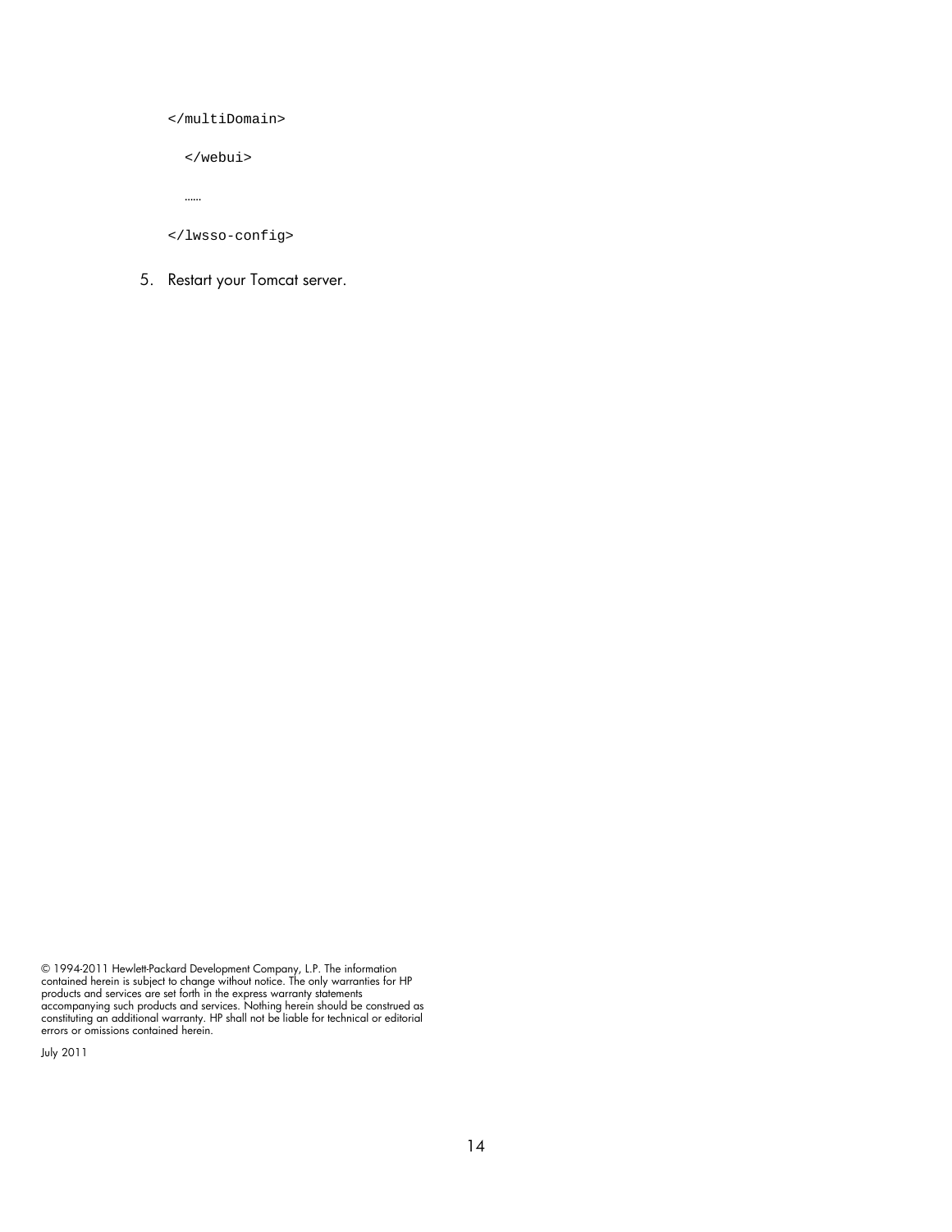```
</multiDomain>

  </webui>

  ……

</lwsso-config>
```

5. Restart your Tomcat server.

© 1994-2011 Hewlett-Packard Development Company, L.P. The information contained herein is subject to change without notice. The only warranties for HP products and services are set forth in the express warranty statements accompanying such products and services. Nothing herein should be construed as constituting an additional warranty. HP shall not be liable for technical or editorial errors or omissions contained herein.

July 2011